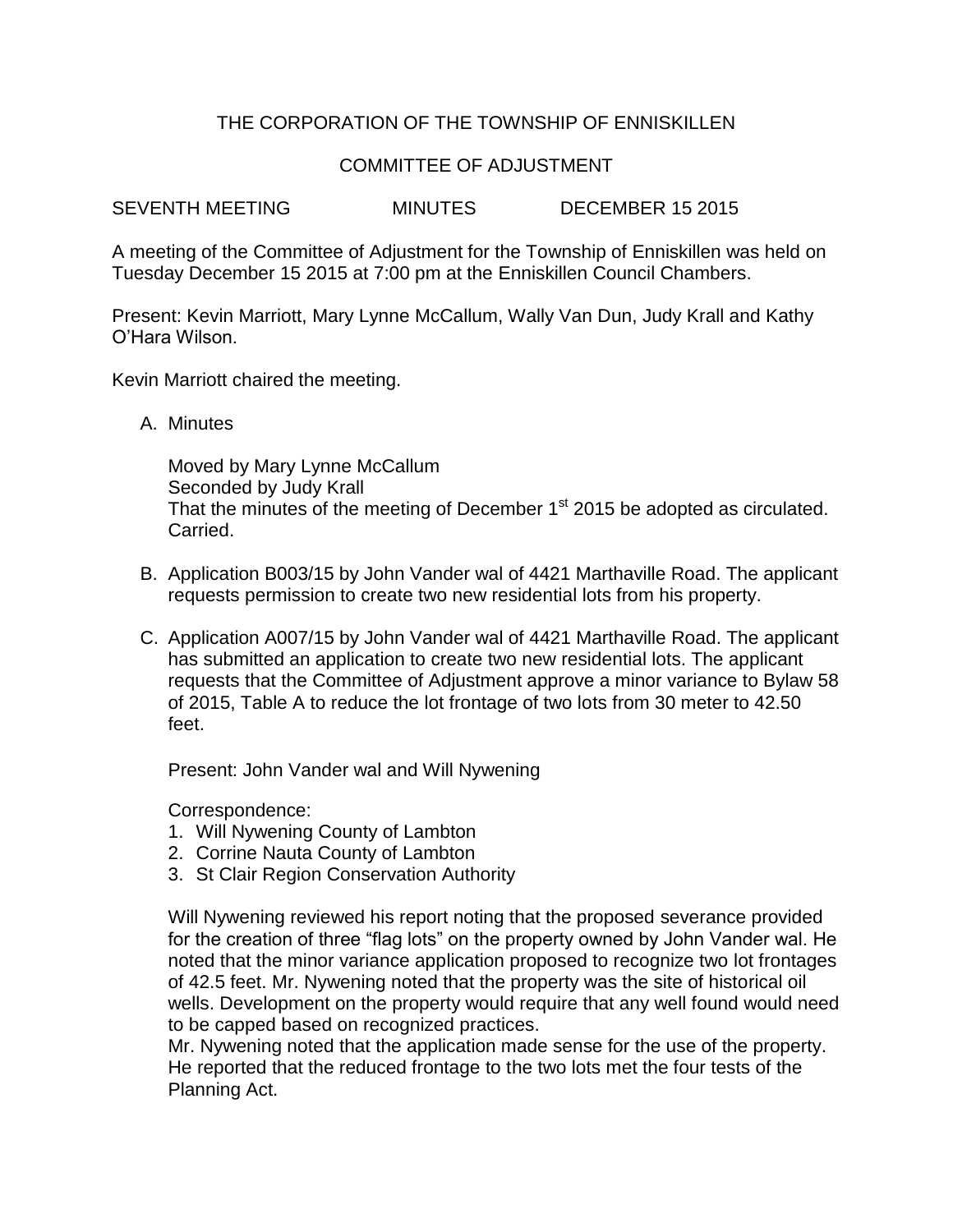THE CORPORATION OF THE TOWNSHIP OF ENNISKILLEN

COMMITTEE OF ADJUSTMENT

SEVENTH MEETING MINUTES DECEMBER 15 2015

A meeting of the Committee of Adjustment for the Township of Enniskillen was held on Tuesday December 15 2015 at 7:00 pm at the Enniskillen Council Chambers.

Present: Kevin Marriott, Mary Lynne McCallum, Wally Van Dun, Judy Krall and Kathy O'Hara Wilson.

Kevin Marriott chaired the meeting.

A. Minutes

   Moved by Mary Lynne McCallum
   Seconded by Judy Krall
   That the minutes of the meeting of December 1st 2015 be adopted as circulated.
   Carried.

B. Application B003/15 by John Vander wal of 4421 Marthaville Road. The applicant requests permission to create two new residential lots from his property.

C. Application A007/15 by John Vander wal of 4421 Marthaville Road. The applicant has submitted an application to create two new residential lots. The applicant requests that the Committee of Adjustment approve a minor variance to Bylaw 58 of 2015, Table A to reduce the lot frontage of two lots from 30 meter to 42.50 feet.

   Present: John Vander wal and Will Nywening

   Correspondence:
   1. Will Nywening County of Lambton
   2. Corrine Nauta County of Lambton
   3. St Clair Region Conservation Authority

   Will Nywening reviewed his report noting that the proposed severance provided for the creation of three "flag lots" on the property owned by John Vander wal. He noted that the minor variance application proposed to recognize two lot frontages of 42.5 feet. Mr. Nywening noted that the property was the site of historical oil wells. Development on the property would require that any well found would need to be capped based on recognized practices.
   Mr. Nywening noted that the application made sense for the use of the property. He reported that the reduced frontage to the two lots met the four tests of the Planning Act.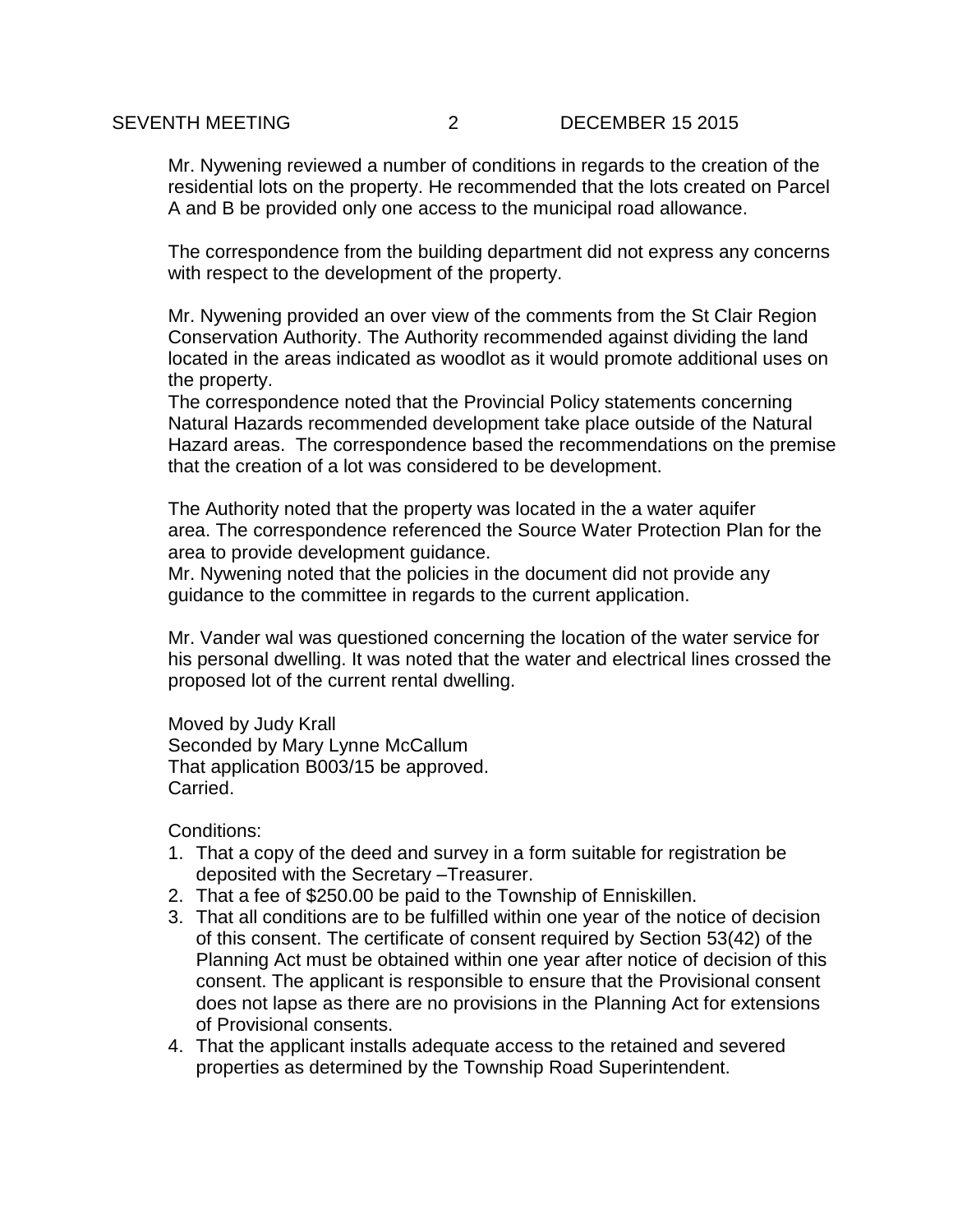Mr. Nywening reviewed a number of conditions in regards to the creation of the residential lots on the property. He recommended that the lots created on Parcel A and B be provided only one access to the municipal road allowance.

The correspondence from the building department did not express any concerns with respect to the development of the property.

Mr. Nywening provided an over view of the comments from the St Clair Region Conservation Authority. The Authority recommended against dividing the land located in the areas indicated as woodlot as it would promote additional uses on the property.
The correspondence noted that the Provincial Policy statements concerning Natural Hazards recommended development take place outside of the Natural Hazard areas. The correspondence based the recommendations on the premise that the creation of a lot was considered to be development.

The Authority noted that the property was located in the a water aquifer area. The correspondence referenced the Source Water Protection Plan for the area to provide development guidance.
Mr. Nywening noted that the policies in the document did not provide any guidance to the committee in regards to the current application.

Mr. Vander wal was questioned concerning the location of the water service for his personal dwelling. It was noted that the water and electrical lines crossed the proposed lot of the current rental dwelling.

Moved by Judy Krall
Seconded by Mary Lynne McCallum
That application B003/15 be approved.
Carried.

Conditions:

1. That a copy of the deed and survey in a form suitable for registration be deposited with the Secretary –Treasurer.
2. That a fee of $250.00 be paid to the Township of Enniskillen.
3. That all conditions are to be fulfilled within one year of the notice of decision of this consent. The certificate of consent required by Section 53(42) of the Planning Act must be obtained within one year after notice of decision of this consent. The applicant is responsible to ensure that the Provisional consent does not lapse as there are no provisions in the Planning Act for extensions of Provisional consents.
4. That the applicant installs adequate access to the retained and severed properties as determined by the Township Road Superintendent.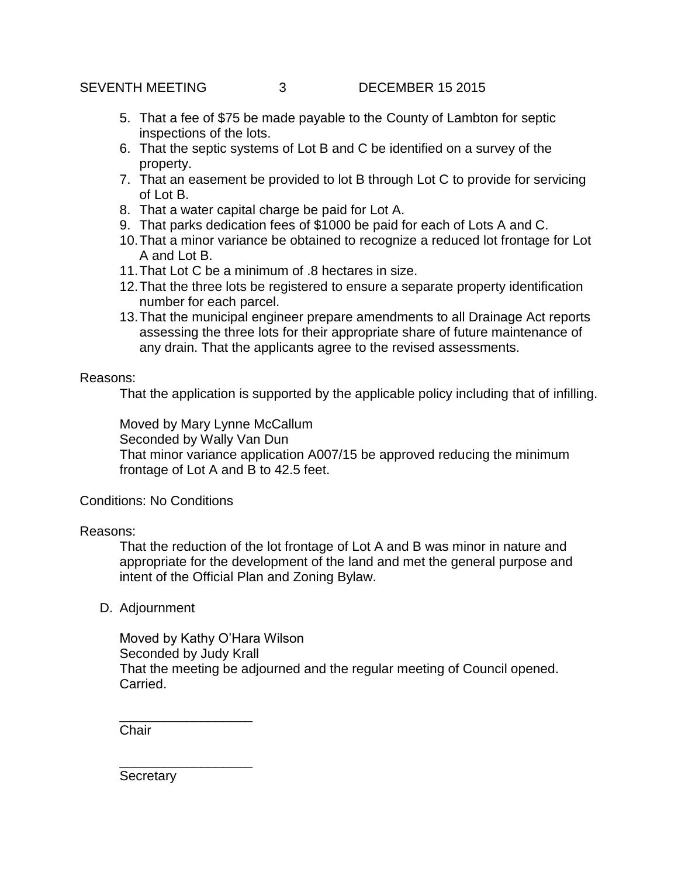5. That a fee of $75 be made payable to the County of Lambton for septic inspections of the lots.
6. That the septic systems of Lot B and C be identified on a survey of the property.
7. That an easement be provided to lot B through Lot C to provide for servicing of Lot B.
8. That a water capital charge be paid for Lot A.
9. That parks dedication fees of $1000 be paid for each of Lots A and C.
10. That a minor variance be obtained to recognize a reduced lot frontage for Lot A and Lot B.
11. That Lot C be a minimum of .8 hectares in size.
12. That the three lots be registered to ensure a separate property identification number for each parcel.
13. That the municipal engineer prepare amendments to all Drainage Act reports assessing the three lots for their appropriate share of future maintenance of any drain. That the applicants agree to the revised assessments.

Reasons:

That the application is supported by the applicable policy including that of infilling.

Moved by Mary Lynne McCallum
Seconded by Wally Van Dun
That minor variance application A007/15 be approved reducing the minimum frontage of Lot A and B to 42.5 feet.

Conditions: No Conditions

Reasons:

That the reduction of the lot frontage of Lot A and B was minor in nature and appropriate for the development of the land and met the general purpose and intent of the Official Plan and Zoning Bylaw.

D. Adjournment

Moved by Kathy O'Hara Wilson
Seconded by Judy Krall
That the meeting be adjourned and the regular meeting of Council opened.
Carried.

__________________
Chair

__________________
Secretary